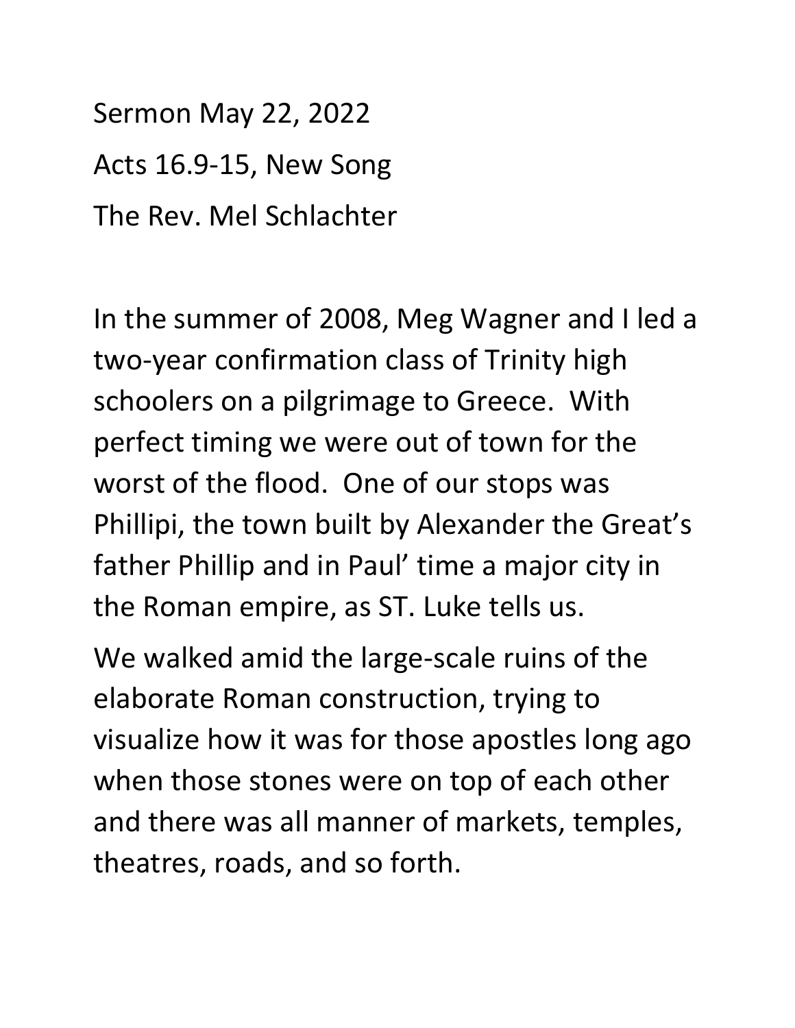Sermon May 22, 2022

Acts 16.9-15, New Song

The Rev. Mel Schlachter

In the summer of 2008, Meg Wagner and I led a two-year confirmation class of Trinity high schoolers on a pilgrimage to Greece. With perfect timing we were out of town for the worst of the flood. One of our stops was Phillipi, the town built by Alexander the Great's father Phillip and in Paul' time a major city in the Roman empire, as ST. Luke tells us.

We walked amid the large-scale ruins of the elaborate Roman construction, trying to visualize how it was for those apostles long ago when those stones were on top of each other and there was all manner of markets, temples, theatres, roads, and so forth.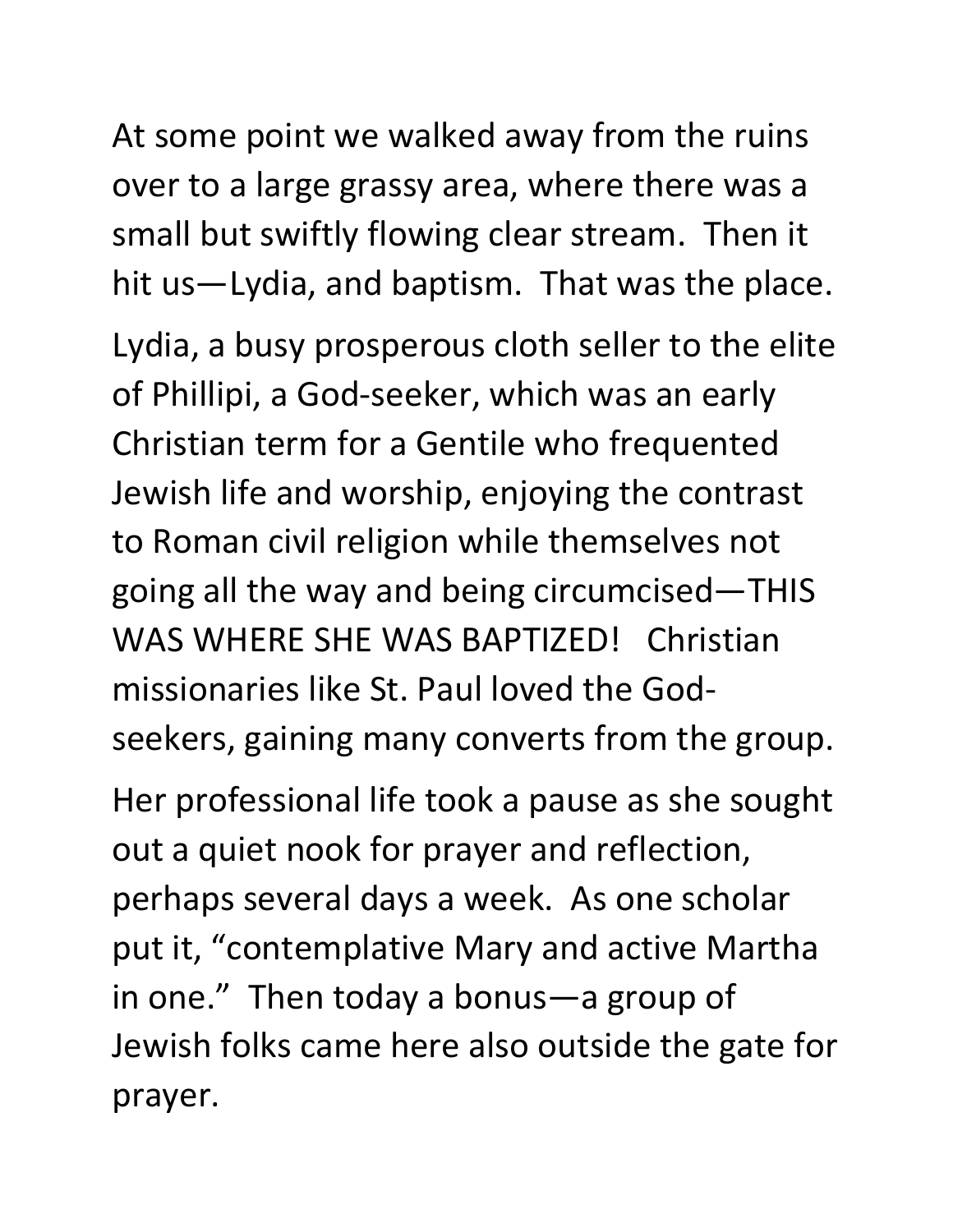At some point we walked away from the ruins over to a large grassy area, where there was a small but swiftly flowing clear stream. Then it hit us—Lydia, and baptism. That was the place.

Lydia, a busy prosperous cloth seller to the elite of Phillipi, a God-seeker, which was an early Christian term for a Gentile who frequented Jewish life and worship, enjoying the contrast to Roman civil religion while themselves not going all the way and being circumcised—THIS WAS WHERE SHE WAS BAPTIZED! Christian missionaries like St. Paul loved the God-seekers, gaining many converts from the group.

Her professional life took a pause as she sought out a quiet nook for prayer and reflection, perhaps several days a week. As one scholar put it, "contemplative Mary and active Martha in one." Then today a bonus—a group of Jewish folks came here also outside the gate for prayer.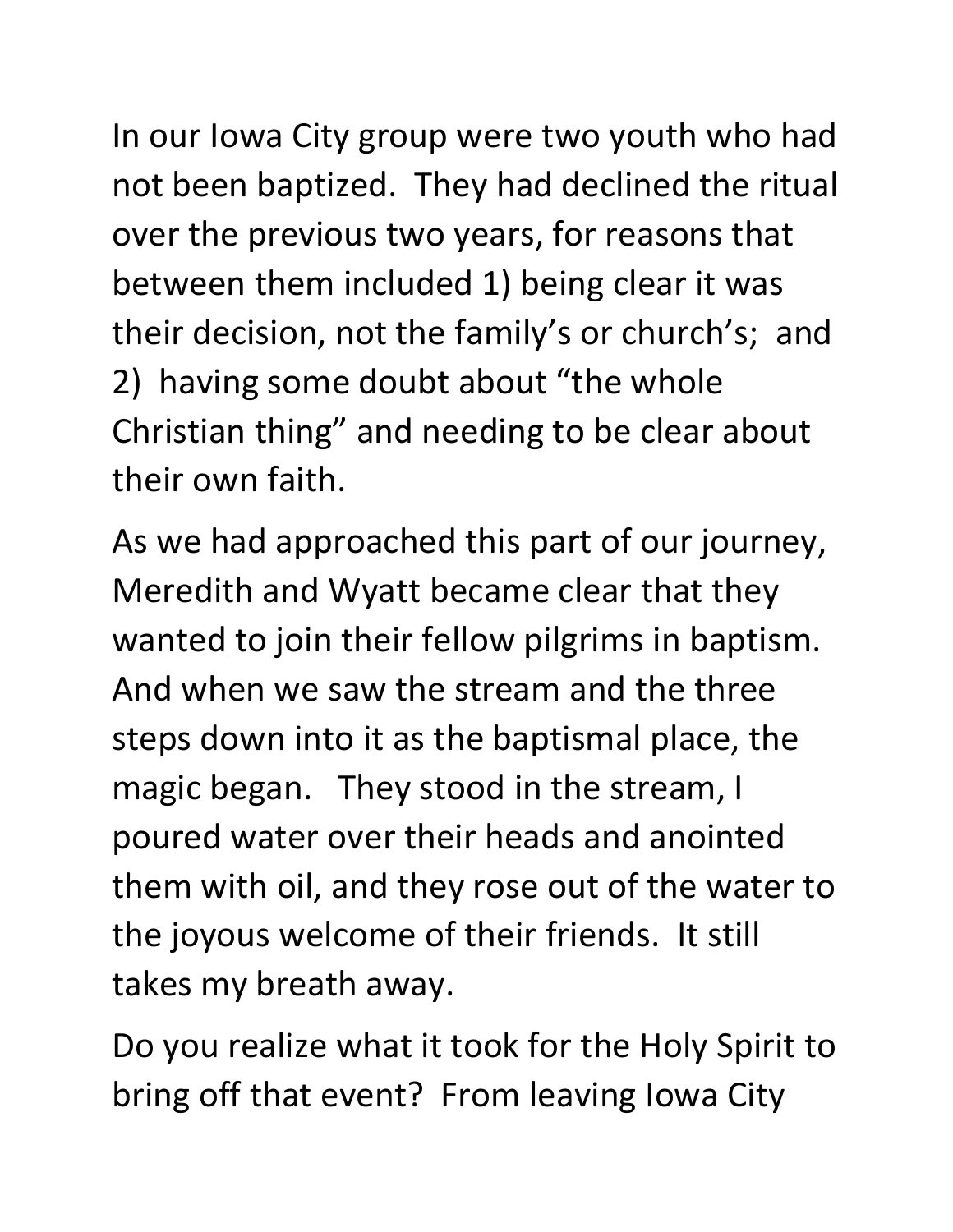In our Iowa City group were two youth who had not been baptized. They had declined the ritual over the previous two years, for reasons that between them included 1) being clear it was their decision, not the family's or church's; and 2) having some doubt about "the whole Christian thing" and needing to be clear about their own faith.

As we had approached this part of our journey, Meredith and Wyatt became clear that they wanted to join their fellow pilgrims in baptism. And when we saw the stream and the three steps down into it as the baptismal place, the magic began. They stood in the stream, I poured water over their heads and anointed them with oil, and they rose out of the water to the joyous welcome of their friends. It still takes my breath away.

Do you realize what it took for the Holy Spirit to bring off that event? From leaving Iowa City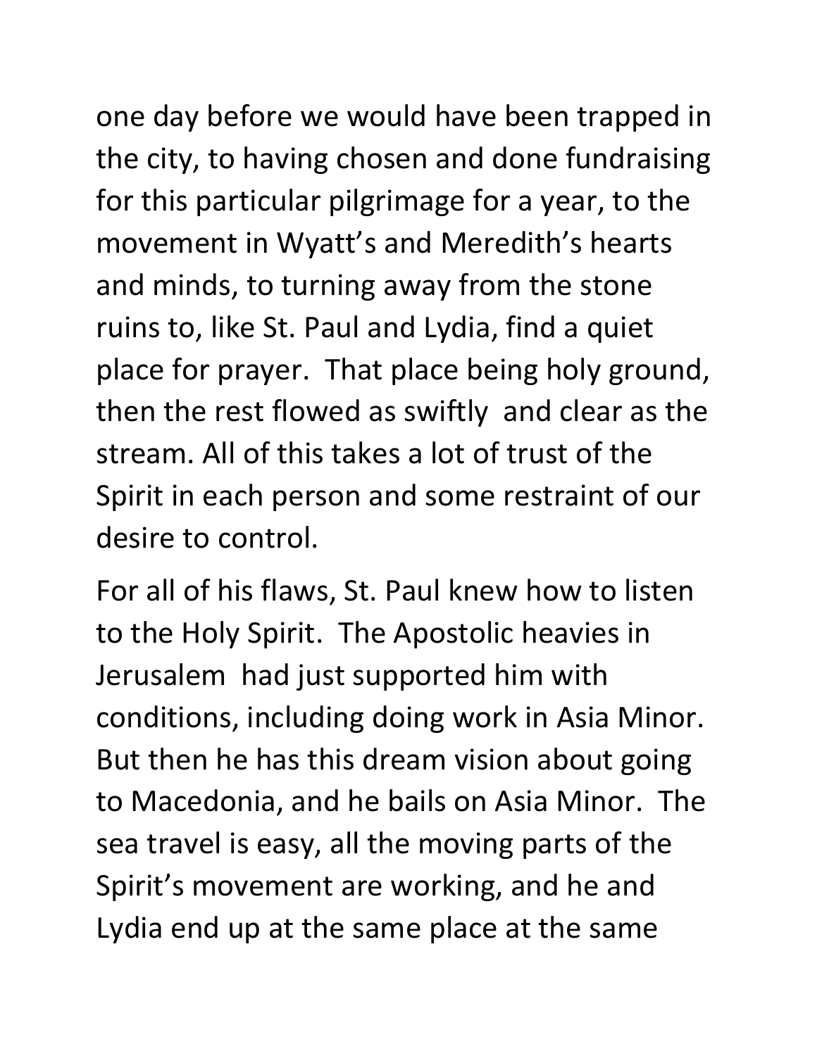one day before we would have been trapped in the city, to having chosen and done fundraising for this particular pilgrimage for a year, to the movement in Wyatt's and Meredith's hearts and minds, to turning away from the stone ruins to, like St. Paul and Lydia, find a quiet place for prayer. That place being holy ground, then the rest flowed as swiftly and clear as the stream. All of this takes a lot of trust of the Spirit in each person and some restraint of our desire to control.

For all of his flaws, St. Paul knew how to listen to the Holy Spirit. The Apostolic heavies in Jerusalem had just supported him with conditions, including doing work in Asia Minor. But then he has this dream vision about going to Macedonia, and he bails on Asia Minor. The sea travel is easy, all the moving parts of the Spirit's movement are working, and he and Lydia end up at the same place at the same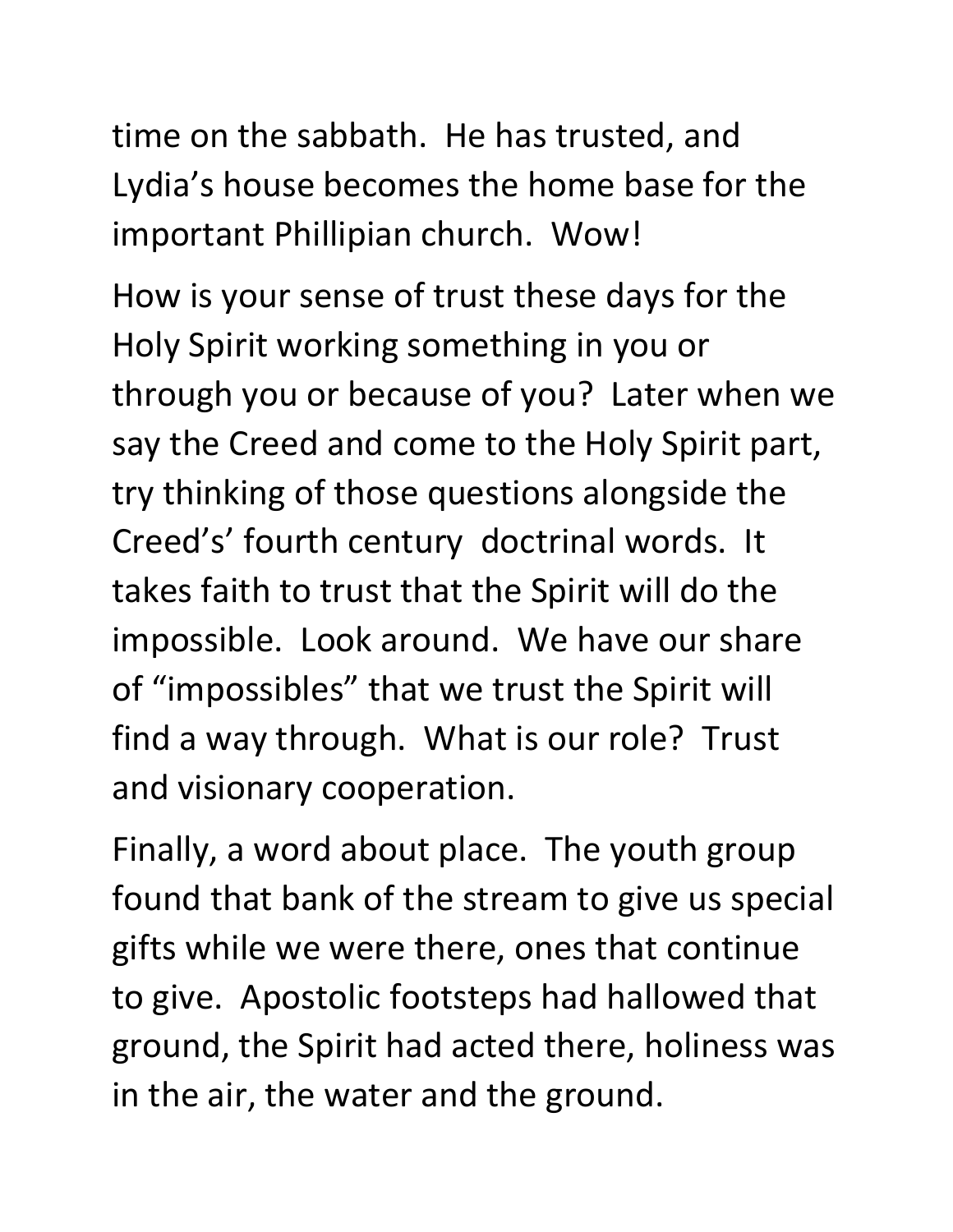time on the sabbath. He has trusted, and Lydia's house becomes the home base for the important Phillipian church. Wow!

How is your sense of trust these days for the Holy Spirit working something in you or through you or because of you? Later when we say the Creed and come to the Holy Spirit part, try thinking of those questions alongside the Creed's' fourth century doctrinal words. It takes faith to trust that the Spirit will do the impossible. Look around. We have our share of "impossibles" that we trust the Spirit will find a way through. What is our role? Trust and visionary cooperation.

Finally, a word about place. The youth group found that bank of the stream to give us special gifts while we were there, ones that continue to give. Apostolic footsteps had hallowed that ground, the Spirit had acted there, holiness was in the air, the water and the ground.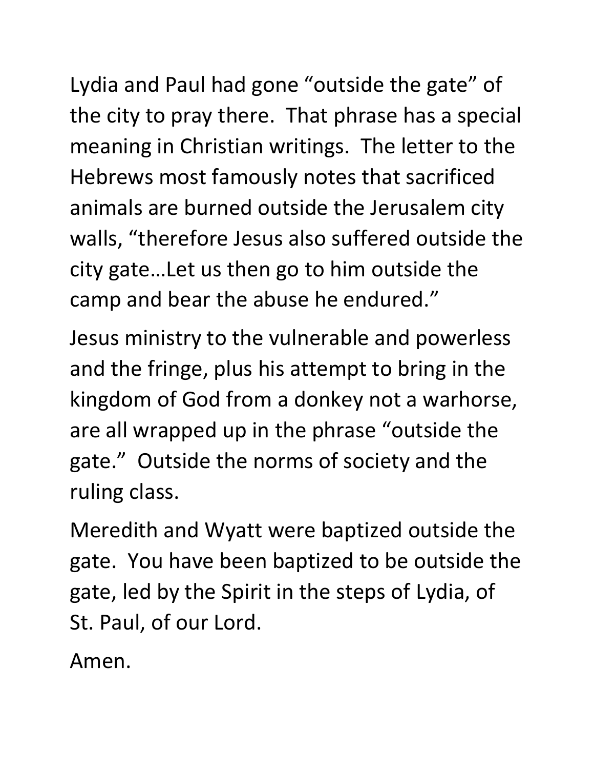Lydia and Paul had gone “outside the gate” of the city to pray there. That phrase has a special meaning in Christian writings. The letter to the Hebrews most famously notes that sacrificed animals are burned outside the Jerusalem city walls, “therefore Jesus also suffered outside the city gate…Let us then go to him outside the camp and bear the abuse he endured.”

Jesus ministry to the vulnerable and powerless and the fringe, plus his attempt to bring in the kingdom of God from a donkey not a warhorse, are all wrapped up in the phrase “outside the gate.” Outside the norms of society and the ruling class.

Meredith and Wyatt were baptized outside the gate. You have been baptized to be outside the gate, led by the Spirit in the steps of Lydia, of St. Paul, of our Lord.

Amen.